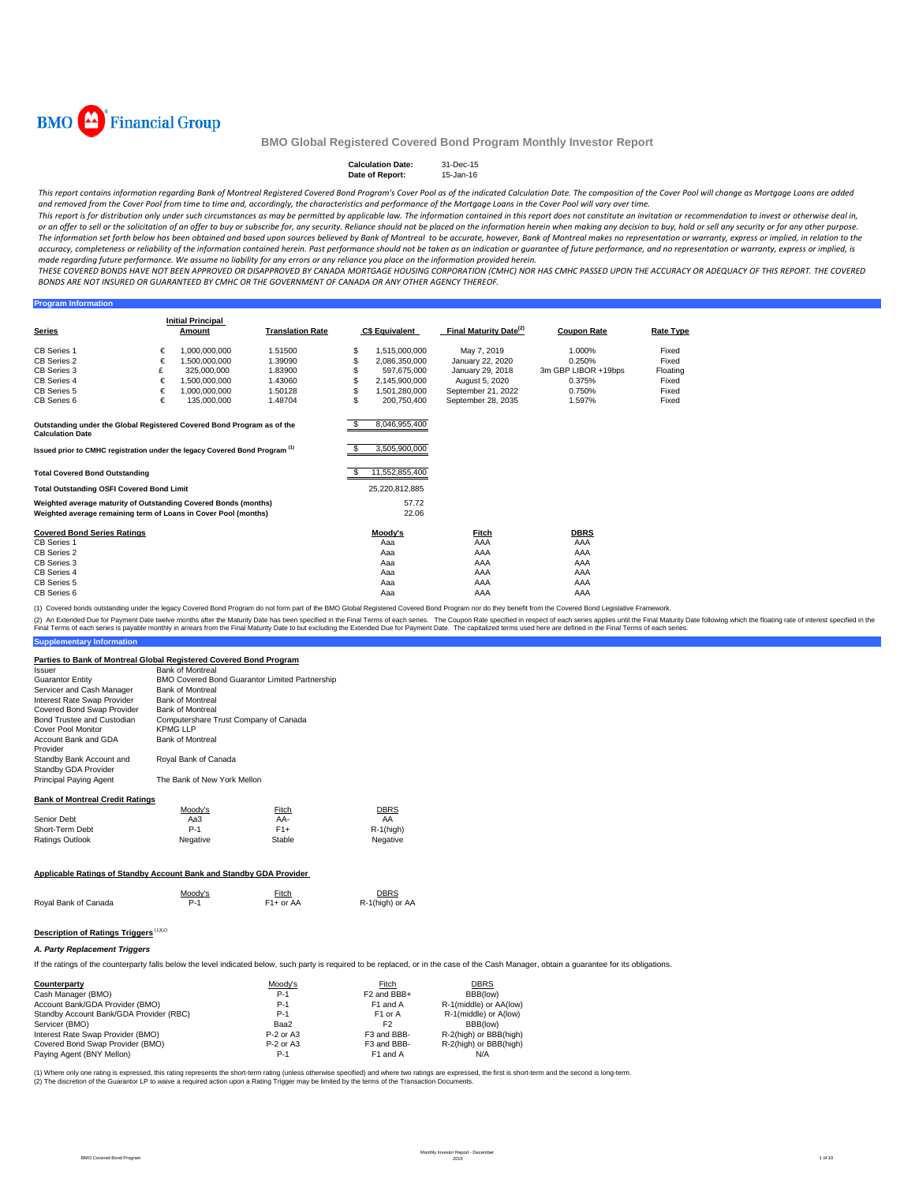BMO Financial Group

# BMO Global Registered Covered Bond Program Monthly Investor Report

**Calculation Date:** 31-Dec-15
**Date of Report:** 15-Jan-16

*This report contains information regarding Bank of Montreal Registered Covered Bond Program's Cover Pool as of the indicated Calculation Date. The composition of the Cover Pool will change as Mortgage Loans are added and removed from the Cover Pool from time to time and, accordingly, the characteristics and performance of the Mortgage Loans in the Cover Pool will vary over time.*

*This report is for distribution only under such circumstances as may be permitted by applicable law. The information contained in this report does not constitute an invitation or recommendation to invest or otherwise deal in, or an offer to sell or the solicitation of an offer to buy or subscribe for, any security. Reliance should not be placed on the information herein when making any decision to buy, hold or sell any security or for any other purpose. The information set forth below has been obtained and based upon sources believed by Bank of Montreal to be accurate, however, Bank of Montreal makes no representation or warranty, express or implied, in relation to the accuracy, completeness or reliability of the information contained herein. Past performance should not be taken as an indication or guarantee of future performance, and no representation or warranty, express or implied, is made regarding future performance. We assume no liability for any errors or any reliance you place on the information provided herein.*

*THESE COVERED BONDS HAVE NOT BEEN APPROVED OR DISAPPROVED BY CANADA MORTGAGE HOUSING CORPORATION (CMHC) NOR HAS CMHC PASSED UPON THE ACCURACY OR ADEQUACY OF THIS REPORT. THE COVERED BONDS ARE NOT INSURED OR GUARANTEED BY CMHC OR THE GOVERNMENT OF CANADA OR ANY OTHER AGENCY THEREOF.*

## Program Information

| Series | | Initial Principal Amount | Translation Rate | | C$ Equivalent | Final Maturity Date[(2)] | Coupon Rate | Rate Type |
|---|---|---|---|---|---|---|---|---|
| CB Series 1 | € | 1,000,000,000 | 1.51500 | $ | 1,515,000,000 | May 7, 2019 | 1.000% | Fixed |
| CB Series 2 | € | 1,500,000,000 | 1.39090 | $ | 2,086,350,000 | January 22, 2020 | 0.250% | Fixed |
| CB Series 3 | £ | 325,000,000 | 1.83900 | $ | 597,675,000 | January 29, 2018 | 3m GBP LIBOR +19bps | Floating |
| CB Series 4 | € | 1,500,000,000 | 1.43060 | $ | 2,145,900,000 | August 5, 2020 | 0.375% | Fixed |
| CB Series 5 | € | 1,000,000,000 | 1.50128 | $ | 1,501,280,000 | September 21, 2022 | 0.750% | Fixed |
| CB Series 6 | € | 135,000,000 | 1.48704 | $ | 200,750,400 | September 28, 2035 | 1.597% | Fixed |

| | | |
|---|---|---|
| Outstanding under the Global Registered Covered Bond Program as of the Calculation Date | $ | 8,046,955,400 |
| Issued prior to CMHC registration under the legacy Covered Bond Program[(1)] | $ | 3,505,900,000 |
| **Total Covered Bond Outstanding** | $ | 11,552,855,400 |
| **Total Outstanding OSFI Covered Bond Limit** | | 25,220,812,885 |
| **Weighted average maturity of Outstanding Covered Bonds (months)** | | 57.72 |
| **Weighted average remaining term of Loans in Cover Pool (months)** | | 22.06 |

| Covered Bond Series Ratings | Moody's | Fitch | DBRS |
|---|---|---|---|
| CB Series 1 | Aaa | AAA | AAA |
| CB Series 2 | Aaa | AAA | AAA |
| CB Series 3 | Aaa | AAA | AAA |
| CB Series 4 | Aaa | AAA | AAA |
| CB Series 5 | Aaa | AAA | AAA |
| CB Series 6 | Aaa | AAA | AAA |

(1) Covered bonds outstanding under the legacy Covered Bond Program do not form part of the BMO Global Registered Covered Bond Program nor do they benefit from the Covered Bond Legislative Framework.

(2) An Extended Due for Payment Date twelve months after the Maturity Date has been specified in the Final Terms of each series. The Coupon Rate specified in respect of each series applies until the Final Maturity Date following which the floating rate of interest specified in the Final Terms of each series is payable monthly in arrears from the Final Maturity Date to but excluding the Extended Due for Payment Date. The capitalized terms used here are defined in the Final Terms of each series.

## Supplementary Information

### Parties to Bank of Montreal Global Registered Covered Bond Program

| | |
|---|---|
| Issuer | Bank of Montreal |
| Guarantor Entity | BMO Covered Bond Guarantor Limited Partnership |
| Servicer and Cash Manager | Bank of Montreal |
| Interest Rate Swap Provider | Bank of Montreal |
| Covered Bond Swap Provider | Bank of Montreal |
| Bond Trustee and Custodian | Computershare Trust Company of Canada |
| Cover Pool Monitor | KPMG LLP |
| Account Bank and GDA Provider | Bank of Montreal |
| Standby Bank Account and Standby GDA Provider | Royal Bank of Canada |
| Principal Paying Agent | The Bank of New York Mellon |

### Bank of Montreal Credit Ratings

| | Moody's | Fitch | DBRS |
|---|---|---|---|
| Senior Debt | Aa3 | AA- | AA |
| Short-Term Debt | P-1 | F1+ | R-1(high) |
| Ratings Outlook | Negative | Stable | Negative |

### Applicable Ratings of Standby Account Bank and Standby GDA Provider

| | Moody's | Fitch | DBRS |
|---|---|---|---|
| Royal Bank of Canada | P-1 | F1+ or AA | R-1(high) or AA |

### Description of Ratings Triggers[(1)(2)]

#### *A. Party Replacement Triggers*

If the ratings of the counterparty falls below the level indicated below, such party is required to be replaced, or in the case of the Cash Manager, obtain a guarantee for its obligations.

| Counterparty | Moody's | Fitch | DBRS |
|---|---|---|---|
| Cash Manager (BMO) | P-1 | F2 and BBB+ | BBB(low) |
| Account Bank/GDA Provider (BMO) | P-1 | F1 and A | R-1(middle) or AA(low) |
| Standby Account Bank/GDA Provider (RBC) | P-1 | F1 or A | R-1(middle) or A(low) |
| Servicer (BMO) | Baa2 | F2 | BBB(low) |
| Interest Rate Swap Provider (BMO) | P-2 or A3 | F3 and BBB- | R-2(high) or BBB(high) |
| Covered Bond Swap Provider (BMO) | P-2 or A3 | F3 and BBB- | R-2(high) or BBB(high) |
| Paying Agent (BNY Mellon) | P-1 | F1 and A | N/A |

(1) Where only one rating is expressed, this rating represents the short-term rating (unless otherwise specified) and where two ratings are expressed, the first is short-term and the second is long-term.
(2) The discretion of the Guarantor LP to waive a required action upon a Rating Trigger may be limited by the terms of the Transaction Documents.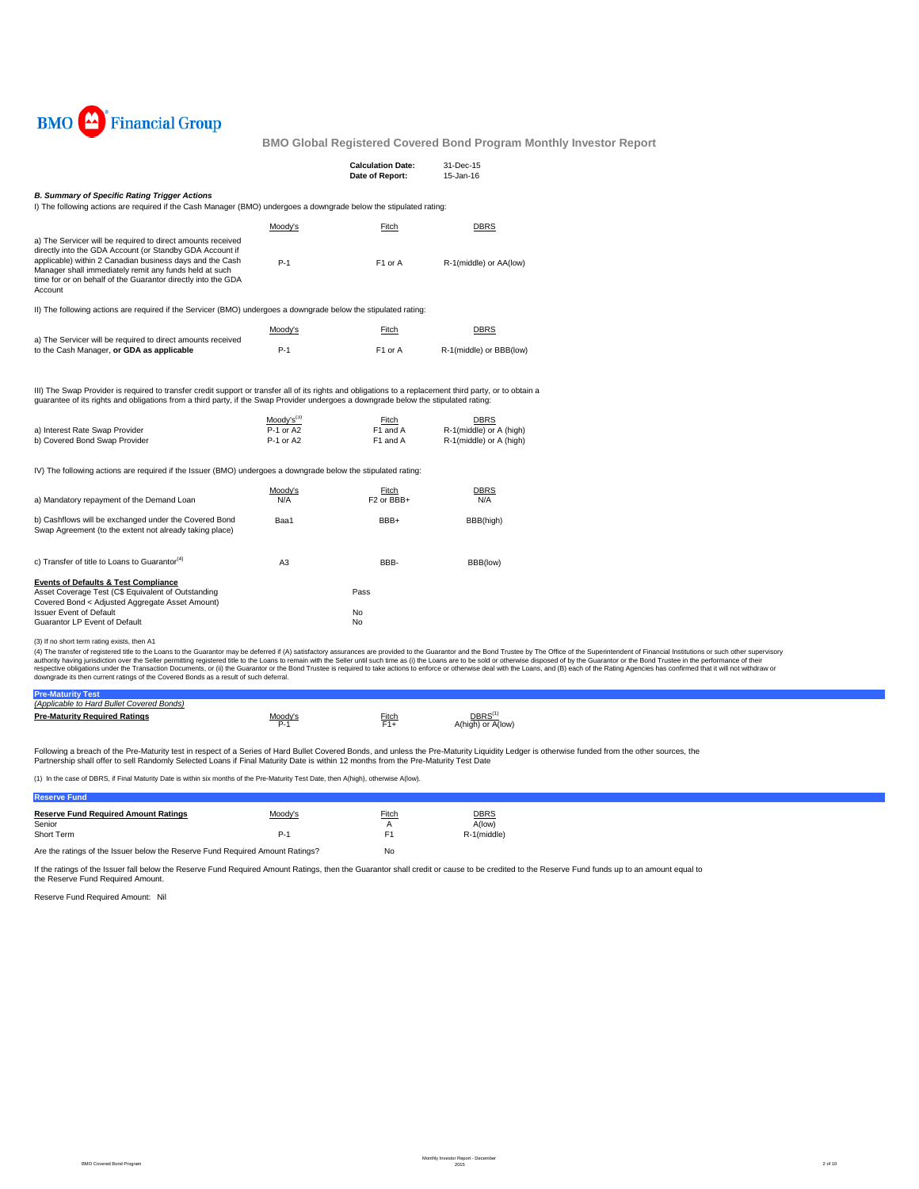BMO Financial Group

## BMO Global Registered Covered Bond Program Monthly Investor Report

**Calculation Date:** 31-Dec-15
**Date of Report:** 15-Jan-16

### *B. Summary of Specific Rating Trigger Actions*

I) The following actions are required if the Cash Manager (BMO) undergoes a downgrade below the stipulated rating:

| | Moody's | Fitch | DBRS |
|---|---|---|---|
| a) The Servicer will be required to direct amounts received directly into the GDA Account (or Standby GDA Account if applicable) within 2 Canadian business days and the Cash Manager shall immediately remit any funds held at such time for or on behalf of the Guarantor directly into the GDA Account | P-1 | F1 or A | R-1(middle) or AA(low) |

II) The following actions are required if the Servicer (BMO) undergoes a downgrade below the stipulated rating:

| | Moody's | Fitch | DBRS |
|---|---|---|---|
| a) The Servicer will be required to direct amounts received to the Cash Manager, **or GDA as applicable** | P-1 | F1 or A | R-1(middle) or BBB(low) |

III) The Swap Provider is required to transfer credit support or transfer all of its rights and obligations to a replacement third party, or to obtain a guarantee of its rights and obligations from a third party, if the Swap Provider undergoes a downgrade below the stipulated rating:

| | Moody's[3] | Fitch | DBRS |
|---|---|---|---|
| a) Interest Rate Swap Provider | P-1 or A2 | F1 and A | R-1(middle) or A (high) |
| b) Covered Bond Swap Provider | P-1 or A2 | F1 and A | R-1(middle) or A (high) |

IV) The following actions are required if the Issuer (BMO) undergoes a downgrade below the stipulated rating:

| | Moody's | Fitch | DBRS |
|---|---|---|---|
| a) Mandatory repayment of the Demand Loan | N/A | F2 or BBB+ | N/A |
| b) Cashflows will be exchanged under the Covered Bond Swap Agreement (to the extent not already taking place) | Baa1 | BBB+ | BBB(high) |
| c) Transfer of title to Loans to Guarantor[4] | A3 | BBB- | BBB(low) |

**Events of Defaults & Test Compliance**

| | |
|---|---|
| Asset Coverage Test (C$ Equivalent of Outstanding Covered Bond < Adjusted Aggregate Asset Amount) | Pass |
| Issuer Event of Default | No |
| Guarantor LP Event of Default | No |

(3) If no short term rating exists, then A1

(4) The transfer of registered title to the Loans to the Guarantor may be deferred if (A) satisfactory assurances are provided to the Guarantor and the Bond Trustee by The Office of the Superintendent of Financial Institutions or such other supervisory authority having jurisdiction over the Seller permitting registered title to the Loans to remain with the Seller until such time as (i) the Loans are to be sold or otherwise disposed of by the Guarantor or the Bond Trustee in the performance of their respective obligations under the Transaction Documents, or (ii) the Guarantor or the Bond Trustee is required to take actions to enforce or otherwise deal with the Loans, and (B) each of the Rating Agencies has confirmed that it will not withdraw or downgrade its then current ratings of the Covered Bonds as a result of such deferral.

### Pre-Maturity Test

*(Applicable to Hard Bullet Covered Bonds)*

| **Pre-Maturity Required Ratings** | Moody's | Fitch | DBRS[1] |
|---|---|---|---|
| | P-1 | F1+ | A(high) or A(low) |

Following a breach of the Pre-Maturity test in respect of a Series of Hard Bullet Covered Bonds, and unless the Pre-Maturity Liquidity Ledger is otherwise funded from the other sources, the Partnership shall offer to sell Randomly Selected Loans if Final Maturity Date is within 12 months from the Pre-Maturity Test Date

(1) In the case of DBRS, if Final Maturity Date is within six months of the Pre-Maturity Test Date, then A(high), otherwise A(low).

### Reserve Fund

| **Reserve Fund Required Amount Ratings** | Moody's | Fitch | DBRS |
|---|---|---|---|
| Senior | | A | A(low) |
| Short Term | P-1 | F1 | R-1(middle) |

Are the ratings of the Issuer fall below the Reserve Fund Required Amount Ratings? No

If the ratings of the Issuer fall below the Reserve Fund Required Amount Ratings, then the Guarantor shall credit or cause to be credited to the Reserve Fund funds up to an amount equal to the Reserve Fund Required Amount.

Reserve Fund Required Amount: Nil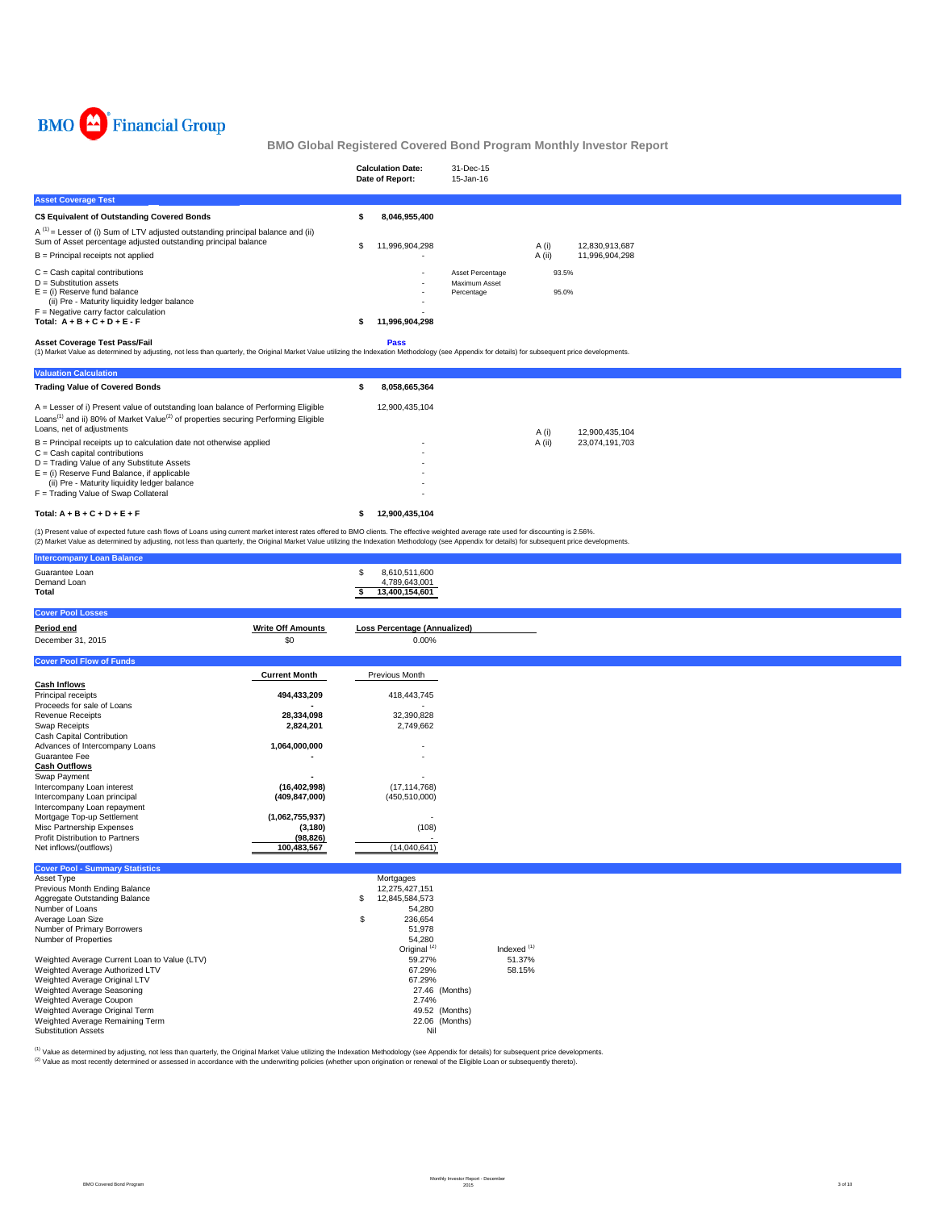BMO Financial Group

## BMO Global Registered Covered Bond Program Monthly Investor Report

| | |
|---|---|
| **Calculation Date:** | 31-Dec-15 |
| **Date of Report:** | 15-Jan-16 |

### Asset Coverage Test

| | | | | |
|---|---|---|---|---|
| **C$ Equivalent of Outstanding Covered Bonds** | **$ 8,046,955,400** | | | |
| A [1] = Lesser of (i) Sum of LTV adjusted outstanding principal balance and (ii) Sum of Asset percentage adjusted outstanding principal balance | $ 11,996,904,298 | | A (i) | 12,830,913,687 |
| B = Principal receipts not applied | - | | A (ii) | 11,996,904,298 |
| C = Cash capital contributions | - | Asset Percentage | 93.5% | |
| D = Substitution assets | - | Maximum Asset | | |
| E = (i) Reserve fund balance | - | Percentage | 95.0% | |
| (ii) Pre - Maturity liquidity ledger balance | - | | | |
| F = Negative carry factor calculation | - | | | |
| **Total: A + B + C + D + E - F** | **$ 11,996,904,298** | | | |

**Asset Coverage Test Pass/Fail** **Pass**

(1) Market Value as determined by adjusting, not less than quarterly, the Original Market Value utilizing the Indexation Methodology (see Appendix for details) for subsequent price developments.

### Valuation Calculation

| | | | |
|---|---|---|---|
| **Trading Value of Covered Bonds** | **$ 8,058,665,364** | | |
| A = Lesser of i) Present value of outstanding loan balance of Performing Eligible Loans[1] and ii) 80% of Market Value[2] of properties securing Performing Eligible Loans, net of adjustments | 12,900,435,104 | A (i) | 12,900,435,104 |
| B = Principal receipts up to calculation date not otherwise applied | - | A (ii) | 23,074,191,703 |
| C = Cash capital contributions | - | | |
| D = Trading Value of any Substitute Assets | - | | |
| E = (i) Reserve Fund Balance, if applicable | - | | |
| (ii) Pre - Maturity liquidity ledger balance | - | | |
| F = Trading Value of Swap Collateral | - | | |
| **Total: A + B + C + D + E + F** | **$ 12,900,435,104** | | |

(1) Present value of expected future cash flows of Loans using current market interest rates offered to BMO clients. The effective weighted average rate used for discounting is 2.56%.
(2) Market Value as determined by adjusting, not less than quarterly, the Original Market Value utilizing the Indexation Methodology (see Appendix for details) for subsequent price developments.

### Intercompany Loan Balance

| | |
|---|---|
| Guarantee Loan | $ 8,610,511,600 |
| Demand Loan | 4,789,643,001 |
| **Total** | **$ 13,400,154,601** |

### Cover Pool Losses

| **Period end** | **Write Off Amounts** | **Loss Percentage (Annualized)** |
|---|---|---|
| December 31, 2015 | $0 | 0.00% |

### Cover Pool Flow of Funds

| | **Current Month** | Previous Month |
|---|---|---|
| **Cash Inflows** | | |
| Principal receipts | **494,433,209** | 418,443,745 |
| Proceeds for sale of Loans | **-** | - |
| Revenue Receipts | **28,334,098** | 32,390,828 |
| Swap Receipts | **2,824,201** | 2,749,662 |
| Cash Capital Contribution | | |
| Advances of Intercompany Loans | **1,064,000,000** | - |
| Guarantee Fee | **-** | - |
| **Cash Outflows** | | |
| Swap Payment | **-** | - |
| Intercompany Loan interest | **(16,402,998)** | (17,114,768) |
| Intercompany Loan principal | **(409,847,000)** | (450,510,000) |
| Intercompany Loan repayment | | |
| Mortgage Top-up Settlement | **(1,062,755,937)** | - |
| Misc Partnership Expenses | **(3,180)** | (108) |
| Profit Distribution to Partners | **(98,826)** | - |
| Net inflows/(outflows) | **100,483,567** | (14,040,641) |

### Cover Pool - Summary Statistics

| | | |
|---|---|---|
| Asset Type | Mortgages | |
| Previous Month Ending Balance | 12,275,427,151 | |
| Aggregate Outstanding Balance | $ 12,845,584,573 | |
| Number of Loans | 54,280 | |
| Average Loan Size | $ 236,654 | |
| Number of Primary Borrowers | 51,978 | |
| Number of Properties | 54,280 | |
| | Original [2] | Indexed [1] |
| Weighted Average Current Loan to Value (LTV) | 59.27% | 51.37% |
| Weighted Average Authorized LTV | 67.29% | 58.15% |
| Weighted Average Original LTV | 67.29% | |
| Weighted Average Seasoning | 27.46 (Months) | |
| Weighted Average Coupon | 2.74% | |
| Weighted Average Original Term | 49.52 (Months) | |
| Weighted Average Remaining Term | 22.06 (Months) | |
| Substitution Assets | Nil | |

(1) Value as determined by adjusting, not less than quarterly, the Original Market Value utilizing the Indexation Methodology (see Appendix for details) for subsequent price developments.
(2) Value as most recently determined or assessed in accordance with the underwriting policies (whether upon origination or renewal of the Eligible Loan or subsequently thereto).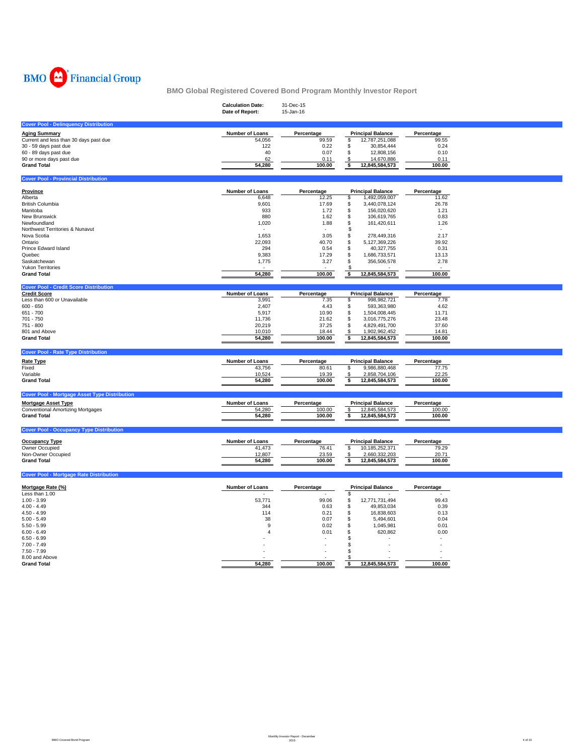BMO Financial Group

# BMO Global Registered Covered Bond Program Monthly Investor Report

**Calculation Date:** 31-Dec-15
**Date of Report:** 15-Jan-16

## Cover Pool - Delinquency Distribution

| Aging Summary | Number of Loans | Percentage | Principal Balance | Percentage |
|---|---|---|---|---|
| Current and less than 30 days past due | 54,056 | 99.59 | $ 12,787,251,088 | 99.55 |
| 30 - 59 days past due | 122 | 0.22 | $ 30,854,444 | 0.24 |
| 60 - 89 days past due | 40 | 0.07 | $ 12,808,156 | 0.10 |
| 90 or more days past due | 62 | 0.11 | $ 14,670,886 | 0.11 |
| **Grand Total** | **54,280** | **100.00** | **$ 12,845,584,573** | **100.00** |

## Cover Pool - Provincial Distribution

| Province | Number of Loans | Percentage | Principal Balance | Percentage |
|---|---|---|---|---|
| Alberta | 6,648 | 12.25 | $ 1,492,059,007 | 11.62 |
| British Columbia | 9,601 | 17.69 | $ 3,440,078,124 | 26.78 |
| Manitoba | 933 | 1.72 | $ 156,020,620 | 1.21 |
| New Brunswick | 880 | 1.62 | $ 106,619,765 | 0.83 |
| Newfoundland | 1,020 | 1.88 | $ 161,420,611 | 1.26 |
| Northwest Territories & Nunavut | - | - | $ - | - |
| Nova Scotia | 1,653 | 3.05 | $ 278,449,316 | 2.17 |
| Ontario | 22,093 | 40.70 | $ 5,127,369,226 | 39.92 |
| Prince Edward Island | 294 | 0.54 | $ 40,327,755 | 0.31 |
| Quebec | 9,383 | 17.29 | $ 1,686,733,571 | 13.13 |
| Saskatchewan | 1,775 | 3.27 | $ 356,506,578 | 2.78 |
| Yukon Territories | - | - | $ - | - |
| **Grand Total** | **54,280** | **100.00** | **$ 12,845,584,573** | **100.00** |

## Cover Pool - Credit Score Distribution

| Credit Score | Number of Loans | Percentage | Principal Balance | Percentage |
|---|---|---|---|---|
| Less than 600 or Unavailable | 3,991 | 7.35 | $ 998,982,721 | 7.78 |
| 600 - 650 | 2,407 | 4.43 | $ 593,363,980 | 4.62 |
| 651 - 700 | 5,917 | 10.90 | $ 1,504,008,445 | 11.71 |
| 701 - 750 | 11,736 | 21.62 | $ 3,016,775,276 | 23.48 |
| 751 - 800 | 20,219 | 37.25 | $ 4,829,491,700 | 37.60 |
| 801 and Above | 10,010 | 18.44 | $ 1,902,962,452 | 14.81 |
| **Grand Total** | **54,280** | **100.00** | **$ 12,845,584,573** | **100.00** |

## Cover Pool - Rate Type Distribution

| Rate Type | Number of Loans | Percentage | Principal Balance | Percentage |
|---|---|---|---|---|
| Fixed | 43,756 | 80.61 | $ 9,986,880,468 | 77.75 |
| Variable | 10,524 | 19.39 | $ 2,858,704,106 | 22.25 |
| **Grand Total** | **54,280** | **100.00** | **$ 12,845,584,573** | **100.00** |

## Cover Pool - Mortgage Asset Type Distribution

| Mortgage Asset Type | Number of Loans | Percentage | Principal Balance | Percentage |
|---|---|---|---|---|
| Conventional Amortizing Mortgages | 54,280 | 100.00 | $ 12,845,584,573 | 100.00 |
| **Grand Total** | **54,280** | **100.00** | **$ 12,845,584,573** | **100.00** |

## Cover Pool - Occupancy Type Distribution

| Occupancy Type | Number of Loans | Percentage | Principal Balance | Percentage |
|---|---|---|---|---|
| Owner Occupied | 41,473 | 76.41 | $ 10,185,252,371 | 79.29 |
| Non-Owner Occupied | 12,807 | 23.59 | $ 2,660,332,203 | 20.71 |
| **Grand Total** | **54,280** | **100.00** | **$ 12,845,584,573** | **100.00** |

## Cover Pool - Mortgage Rate Distribution

| Mortgage Rate (%) | Number of Loans | Percentage | Principal Balance | Percentage |
|---|---|---|---|---|
| Less than 1.00 | - | - | $ - | - |
| 1.00 - 3.99 | 53,771 | 99.06 | $ 12,771,731,494 | 99.43 |
| 4.00 - 4.49 | 344 | 0.63 | $ 49,853,034 | 0.39 |
| 4.50 - 4.99 | 114 | 0.21 | $ 16,838,603 | 0.13 |
| 5.00 - 5.49 | 38 | 0.07 | $ 5,494,601 | 0.04 |
| 5.50 - 5.99 | 9 | 0.02 | $ 1,045,981 | 0.01 |
| 6.00 - 6.49 | 4 | 0.01 | $ 620,862 | 0.00 |
| 6.50 - 6.99 | - | - | $ - | - |
| 7.00 - 7.49 | - | - | $ - | - |
| 7.50 - 7.99 | - | - | $ - | - |
| 8.00 and Above | - | - | $ - | - |
| **Grand Total** | **54,280** | **100.00** | **$ 12,845,584,573** | **100.00** |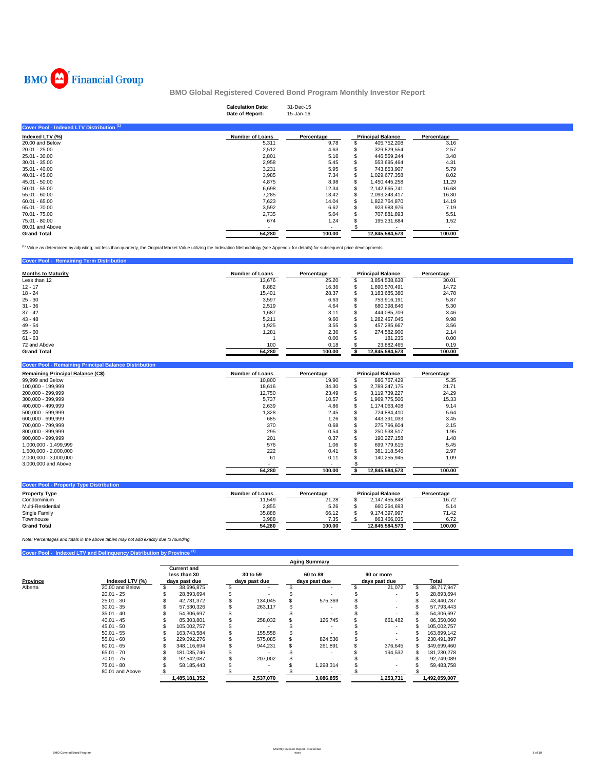BMO Financial Group

## BMO Global Registered Covered Bond Program Monthly Investor Report

**Calculation Date:** 31-Dec-15
**Date of Report:** 15-Jan-16

### Cover Pool - Indexed LTV Distribution [1]

| Indexed LTV (%) | Number of Loans | Percentage | Principal Balance | Percentage |
|---|---|---|---|---|
| 20.00 and Below | 5,311 | 9.78 | $ 405,752,208 | 3.16 |
| 20.01 - 25.00 | 2,512 | 4.63 | $ 329,829,554 | 2.57 |
| 25.01 - 30.00 | 2,801 | 5.16 | $ 446,559,244 | 3.48 |
| 30.01 - 35.00 | 2,958 | 5.45 | $ 553,695,464 | 4.31 |
| 35.01 - 40.00 | 3,231 | 5.95 | $ 743,853,907 | 5.79 |
| 40.01 - 45.00 | 3,985 | 7.34 | $ 1,029,677,358 | 8.02 |
| 45.01 - 50.00 | 4,875 | 8.98 | $ 1,450,445,258 | 11.29 |
| 50.01 - 55.00 | 6,698 | 12.34 | $ 2,142,665,741 | 16.68 |
| 55.01 - 60.00 | 7,285 | 13.42 | $ 2,093,243,417 | 16.30 |
| 60.01 - 65.00 | 7,623 | 14.04 | $ 1,822,764,870 | 14.19 |
| 65.01 - 70.00 | 3,592 | 6.62 | $ 923,983,976 | 7.19 |
| 70.01 - 75.00 | 2,735 | 5.04 | $ 707,881,893 | 5.51 |
| 75.01 - 80.00 | 674 | 1.24 | $ 195,231,684 | 1.52 |
| 80.01 and Above | - | - | $ - | - |
| **Grand Total** | **54,280** | **100.00** | **12,845,584,573** | **100.00** |

[1] Value as determined by adjusting, not less than quarterly, the Original Market Value utilizing the Indexation Methodology (see Appendix for details) for subsequent price developments.

### Cover Pool - Remaining Term Distribution

| Months to Maturity | Number of Loans | Percentage | Principal Balance | Percentage |
|---|---|---|---|---|
| Less than 12 | 13,676 | 25.20 | $ 3,854,538,638 | 30.01 |
| 12 - 17 | 8,882 | 16.36 | $ 1,890,570,491 | 14.72 |
| 18 - 24 | 15,401 | 28.37 | $ 3,183,685,380 | 24.78 |
| 25 - 30 | 3,597 | 6.63 | $ 753,916,191 | 5.87 |
| 31 - 36 | 2,519 | 4.64 | $ 680,398,846 | 5.30 |
| 37 - 42 | 1,687 | 3.11 | $ 444,085,709 | 3.46 |
| 43 - 48 | 5,211 | 9.60 | $ 1,282,457,045 | 9.98 |
| 49 - 54 | 1,925 | 3.55 | $ 457,285,667 | 3.56 |
| 55 - 60 | 1,281 | 2.36 | $ 274,582,906 | 2.14 |
| 61 - 63 | 1 | 0.00 | $ 181,235 | 0.00 |
| 72 and Above | 100 | 0.18 | $ 23,882,465 | 0.19 |
| **Grand Total** | **54,280** | **100.00** | **$ 12,845,584,573** | **100.00** |

### Cover Pool - Remaining Principal Balance Distribution

| Remaining Principal Balance (C$) | Number of Loans | Percentage | Principal Balance | Percentage |
|---|---|---|---|---|
| 99,999 and Below | 10,800 | 19.90 | $ 686,767,429 | 5.35 |
| 100,000 - 199,999 | 18,616 | 34.30 | $ 2,789,247,175 | 21.71 |
| 200,000 - 299,999 | 12,750 | 23.49 | $ 3,119,739,227 | 24.29 |
| 300,000 - 399,999 | 5,737 | 10.57 | $ 1,969,775,506 | 15.33 |
| 400,000 - 499,999 | 2,639 | 4.86 | $ 1,174,063,408 | 9.14 |
| 500,000 - 599,999 | 1,328 | 2.45 | $ 724,884,410 | 5.64 |
| 600,000 - 699,999 | 685 | 1.26 | $ 443,391,033 | 3.45 |
| 700,000 - 799,999 | 370 | 0.68 | $ 275,796,604 | 2.15 |
| 800,000 - 899,999 | 295 | 0.54 | $ 250,538,517 | 1.95 |
| 900,000 - 999,999 | 201 | 0.37 | $ 190,227,158 | 1.48 |
| 1,000,000 - 1,499,999 | 576 | 1.06 | $ 699,779,615 | 5.45 |
| 1,500,000 - 2,000,000 | 222 | 0.41 | $ 381,118,546 | 2.97 |
| 2,000,000 - 3,000,000 | 61 | 0.11 | $ 140,255,945 | 1.09 |
| 3,000,000 and Above | - | - | $ - | - |
| | **54,280** | **100.00** | **$ 12,845,584,573** | **100.00** |

### Cover Pool - Property Type Distribution

| Property Type | Number of Loans | Percentage | Principal Balance | Percentage |
|---|---|---|---|---|
| Condominium | 11,549 | 21.28 | $ 2,147,455,848 | 16.72 |
| Multi-Residential | 2,855 | 5.26 | $ 660,264,693 | 5.14 |
| Single Family | 35,888 | 66.12 | $ 9,174,397,997 | 71.42 |
| Townhouse | 3,988 | 7.35 | $ 863,466,035 | 6.72 |
| **Grand Total** | **54,280** | **100.00** | **12,845,584,573** | **100.00** |

*Note: Percentages and totals in the above tables may not add exactly due to rounding.*

### Cover Pool - Indexed LTV and Delinquency Distribution by Province [1]

| | | Aging Summary | | | | |
|---|---|---|---|---|---|---|
| **Province** | **Indexed LTV (%)** | **Current and less than 30 days past due** | **30 to 59 days past due** | **60 to 89 days past due** | **90 or more days past due** | **Total** |
| Alberta | 20.00 and Below | $ 38,696,875 | $ - | $ - | $ 21,072 | $ 38,717,947 |
| | 20.01 - 25 | $ 28,893,694 | $ - | $ - | $ - | $ 28,893,694 |
| | 25.01 - 30 | $ 42,731,372 | $ 134,045 | $ 575,369 | $ - | $ 43,440,787 |
| | 30.01 - 35 | $ 57,530,326 | $ 263,117 | $ - | $ - | $ 57,793,443 |
| | 35.01 - 40 | $ 54,306,697 | $ - | $ - | $ - | $ 54,306,697 |
| | 40.01 - 45 | $ 85,303,801 | $ 258,032 | $ 126,745 | $ 661,482 | $ 86,350,060 |
| | 45.01 - 50 | $ 105,002,757 | $ - | $ - | $ - | $ 105,002,757 |
| | 50.01 - 55 | $ 163,743,584 | $ 155,558 | $ - | $ - | $ 163,899,142 |
| | 55.01 - 60 | $ 229,092,276 | $ 575,085 | $ 824,536 | $ - | $ 230,491,897 |
| | 60.01 - 65 | $ 348,116,694 | $ 944,231 | $ 261,891 | $ 376,645 | $ 349,699,460 |
| | 65.01 - 70 | $ 181,035,746 | $ - | $ - | $ 194,532 | $ 181,230,278 |
| | 70.01 - 75 | $ 92,542,087 | $ 207,002 | $ - | $ - | $ 92,749,089 |
| | 75.01 - 80 | $ 58,185,443 | $ - | $ 1,298,314 | $ - | $ 59,483,758 |
| | 80.01 and Above | $ - | $ - | $ - | $ - | $ - |
| | | **1,485,181,352** | **2,537,070** | **3,086,855** | **1,253,731** | **1,492,059,007** |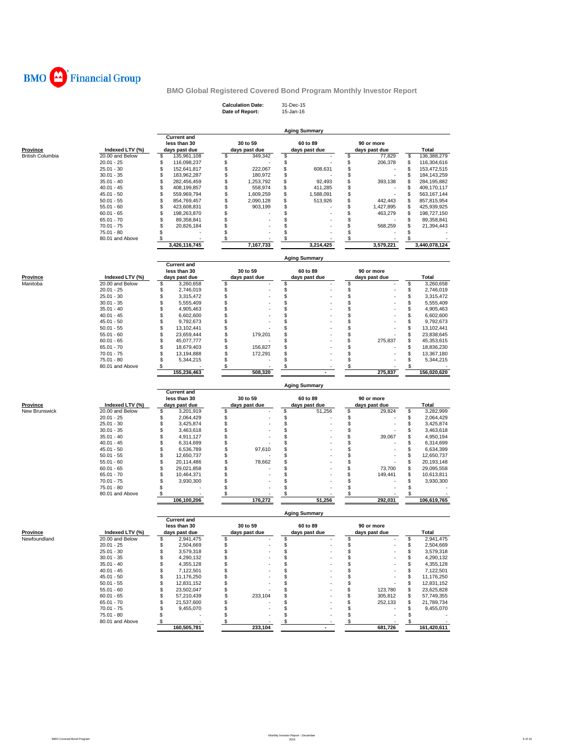BMO Financial Group

## BMO Global Registered Covered Bond Program Monthly Investor Report

**Calculation Date:** 31-Dec-15
**Date of Report:** 15-Jan-16

### Aging Summary

| Province | Indexed LTV (%) | Current and less than 30 days past due | 30 to 59 days past due | 60 to 89 days past due | 90 or more days past due | Total |
|---|---|---|---|---|---|---|
| British Columbia | 20.00 and Below | $ 135,961,108 | $ 349,342 | $ - | $ 77,829 | $ 136,388,279 |
| | 20.01 - 25 | $ 116,098,237 | $ - | $ - | $ 206,378 | $ 116,304,616 |
| | 25.01 - 30 | $ 152,641,817 | $ 222,067 | $ 608,631 | $ - | $ 153,472,515 |
| | 30.01 - 35 | $ 183,962,287 | $ 180,972 | $ - | $ - | $ 184,143,259 |
| | 35.01 - 40 | $ 282,456,459 | $ 1,253,792 | $ 92,493 | $ 393,138 | $ 284,195,882 |
| | 40.01 - 45 | $ 408,199,857 | $ 558,974 | $ 411,285 | $ - | $ 409,170,117 |
| | 45.01 - 50 | $ 559,969,794 | $ 1,609,259 | $ 1,588,091 | $ - | $ 563,167,144 |
| | 50.01 - 55 | $ 854,769,457 | $ 2,090,128 | $ 513,926 | $ 442,443 | $ 857,815,954 |
| | 55.01 - 60 | $ 423,608,831 | $ 903,199 | $ - | $ 1,427,895 | $ 425,939,925 |
| | 60.01 - 65 | $ 198,263,870 | $ - | $ - | $ 463,279 | $ 198,727,150 |
| | 65.01 - 70 | $ 89,358,841 | $ - | $ - | $ - | $ 89,358,841 |
| | 70.01 - 75 | $ 20,826,184 | $ - | $ - | $ 568,259 | $ 21,394,443 |
| | 75.01 - 80 | $ - | $ - | $ - | $ - | $ - |
| | 80.01 and Above | $ - | $ - | $ - | $ - | $ - |
| | | 3,426,116,745 | 7,167,733 | 3,214,425 | 3,579,221 | 3,440,078,124 |

### Aging Summary

| Province | Indexed LTV (%) | Current and less than 30 days past due | 30 to 59 days past due | 60 to 89 days past due | 90 or more days past due | Total |
|---|---|---|---|---|---|---|
| Manitoba | 20.00 and Below | $ 3,260,658 | $ - | $ - | $ - | $ 3,260,658 |
| | 20.01 - 25 | $ 2,746,019 | $ - | $ - | $ - | $ 2,746,019 |
| | 25.01 - 30 | $ 3,315,472 | $ - | $ - | $ - | $ 3,315,472 |
| | 30.01 - 35 | $ 5,555,409 | $ - | $ - | $ - | $ 5,555,409 |
| | 35.01 - 40 | $ 4,905,463 | $ - | $ - | $ - | $ 4,905,463 |
| | 40.01 - 45 | $ 6,602,600 | $ - | $ - | $ - | $ 6,602,600 |
| | 45.01 - 50 | $ 9,792,673 | $ - | $ - | $ - | $ 9,792,673 |
| | 50.01 - 55 | $ 13,102,441 | $ - | $ - | $ - | $ 13,102,441 |
| | 55.01 - 60 | $ 23,659,444 | $ 179,201 | $ - | $ - | $ 23,838,645 |
| | 60.01 - 65 | $ 45,077,777 | $ - | $ - | $ 275,837 | $ 45,353,615 |
| | 65.01 - 70 | $ 18,679,403 | $ 156,827 | $ - | $ - | $ 18,836,230 |
| | 70.01 - 75 | $ 13,194,888 | $ 172,291 | $ - | $ - | $ 13,367,180 |
| | 75.01 - 80 | $ 5,344,215 | $ - | $ - | $ - | $ 5,344,215 |
| | 80.01 and Above | $ - | $ - | $ - | $ - | $ - |
| | | 155,236,463 | 508,320 | - | 275,837 | 156,020,620 |

### Aging Summary

| Province | Indexed LTV (%) | Current and less than 30 days past due | 30 to 59 days past due | 60 to 89 days past due | 90 or more days past due | Total |
|---|---|---|---|---|---|---|
| New Brunswick | 20.00 and Below | $ 3,201,919 | $ - | $ 51,256 | $ 29,824 | $ 3,282,999 |
| | 20.01 - 25 | $ 2,064,429 | $ - | $ - | $ - | $ 2,064,429 |
| | 25.01 - 30 | $ 3,425,874 | $ - | $ - | $ - | $ 3,425,874 |
| | 30.01 - 35 | $ 3,463,618 | $ - | $ - | $ - | $ 3,463,618 |
| | 35.01 - 40 | $ 4,911,127 | $ - | $ - | $ 39,067 | $ 4,950,194 |
| | 40.01 - 45 | $ 6,314,699 | $ - | $ - | $ - | $ 6,314,699 |
| | 45.01 - 50 | $ 6,536,789 | $ 97,610 | $ - | $ - | $ 6,634,399 |
| | 50.01 - 55 | $ 12,650,737 | $ - | $ - | $ - | $ 12,650,737 |
| | 55.01 - 60 | $ 20,114,486 | $ 78,662 | $ - | $ - | $ 20,193,148 |
| | 60.01 - 65 | $ 29,021,858 | $ - | $ - | $ 73,700 | $ 29,095,558 |
| | 65.01 - 70 | $ 10,464,371 | $ - | $ - | $ 149,441 | $ 10,613,811 |
| | 70.01 - 75 | $ 3,930,300 | $ - | $ - | $ - | $ 3,930,300 |
| | 75.01 - 80 | $ - | $ - | $ - | $ - | $ - |
| | 80.01 and Above | $ - | $ - | $ - | $ - | $ - |
| | | 106,100,206 | 176,272 | 51,256 | 292,031 | 106,619,765 |

### Aging Summary

| Province | Indexed LTV (%) | Current and less than 30 days past due | 30 to 59 days past due | 60 to 89 days past due | 90 or more days past due | Total |
|---|---|---|---|---|---|---|
| Newfoundland | 20.00 and Below | $ 2,941,475 | $ - | $ - | $ - | $ 2,941,475 |
| | 20.01 - 25 | $ 2,504,669 | $ - | $ - | $ - | $ 2,504,669 |
| | 25.01 - 30 | $ 3,579,318 | $ - | $ - | $ - | $ 3,579,318 |
| | 30.01 - 35 | $ 4,290,132 | $ - | $ - | $ - | $ 4,290,132 |
| | 35.01 - 40 | $ 4,355,128 | $ - | $ - | $ - | $ 4,355,128 |
| | 40.01 - 45 | $ 7,122,501 | $ - | $ - | $ - | $ 7,122,501 |
| | 45.01 - 50 | $ 11,176,250 | $ - | $ - | $ - | $ 11,176,250 |
| | 50.01 - 55 | $ 12,831,152 | $ - | $ - | $ - | $ 12,831,152 |
| | 55.01 - 60 | $ 23,502,047 | $ - | $ - | $ 123,780 | $ 23,625,828 |
| | 60.01 - 65 | $ 57,210,439 | $ 233,104 | $ - | $ 305,812 | $ 57,749,355 |
| | 65.01 - 70 | $ 21,537,600 | $ - | $ - | $ 252,133 | $ 21,789,734 |
| | 70.01 - 75 | $ 9,455,070 | $ - | $ - | $ - | $ 9,455,070 |
| | 75.01 - 80 | $ - | $ - | $ - | $ - | $ - |
| | 80.01 and Above | $ - | $ - | $ - | $ - | $ - |
| | | 160,505,781 | 233,104 | - | 681,726 | 161,420,611 |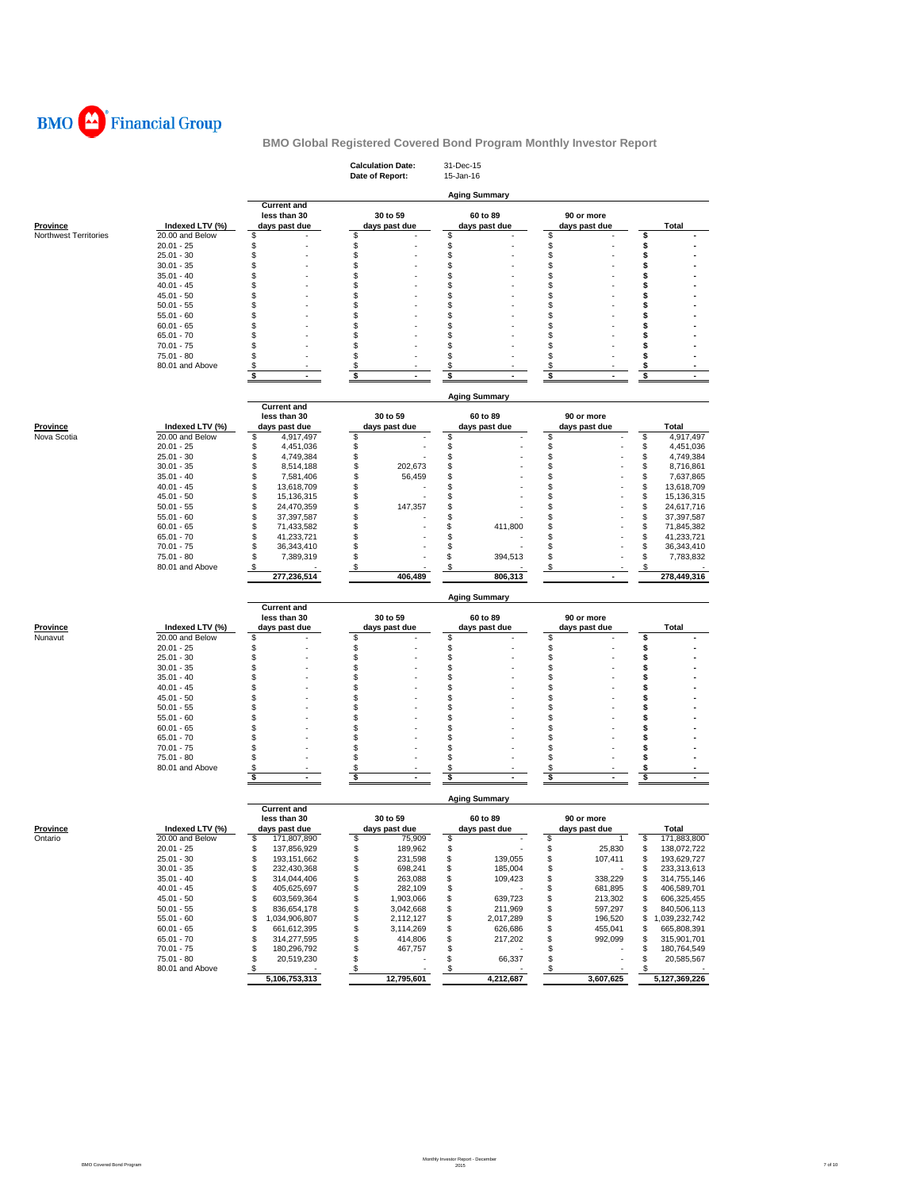# BMO Financial Group

## BMO Global Registered Covered Bond Program Monthly Investor Report

**Calculation Date:** 31-Dec-15
**Date of Report:** 15-Jan-16

### Aging Summary

| Province | Indexed LTV (%) | Current and less than 30 days past due | 30 to 59 days past due | 60 to 89 days past due | 90 or more days past due | Total |
|---|---|---|---|---|---|---|
| Northwest Territories | 20.00 and Below | $ - | $ - | $ - | $ - | $ - |
| | 20.01 - 25 | $ - | $ - | $ - | $ - | $ - |
| | 25.01 - 30 | $ - | $ - | $ - | $ - | $ - |
| | 30.01 - 35 | $ - | $ - | $ - | $ - | $ - |
| | 35.01 - 40 | $ - | $ - | $ - | $ - | $ - |
| | 40.01 - 45 | $ - | $ - | $ - | $ - | $ - |
| | 45.01 - 50 | $ - | $ - | $ - | $ - | $ - |
| | 50.01 - 55 | $ - | $ - | $ - | $ - | $ - |
| | 55.01 - 60 | $ - | $ - | $ - | $ - | $ - |
| | 60.01 - 65 | $ - | $ - | $ - | $ - | $ - |
| | 65.01 - 70 | $ - | $ - | $ - | $ - | $ - |
| | 70.01 - 75 | $ - | $ - | $ - | $ - | $ - |
| | 75.01 - 80 | $ - | $ - | $ - | $ - | $ - |
| | 80.01 and Above | $ - | $ - | $ - | $ - | $ - |
| | | $ - | $ - | $ - | $ - | $ - |

### Aging Summary

| Province | Indexed LTV (%) | Current and less than 30 days past due | 30 to 59 days past due | 60 to 89 days past due | 90 or more days past due | Total |
|---|---|---|---|---|---|---|
| Nova Scotia | 20.00 and Below | $ 4,917,497 | $ - | $ - | $ - | $ 4,917,497 |
| | 20.01 - 25 | $ 4,451,036 | $ - | $ - | $ - | $ 4,451,036 |
| | 25.01 - 30 | $ 4,749,384 | $ - | $ - | $ - | $ 4,749,384 |
| | 30.01 - 35 | $ 8,514,188 | $ 202,673 | $ - | $ - | $ 8,716,861 |
| | 35.01 - 40 | $ 7,581,406 | $ 56,459 | $ - | $ - | $ 7,637,865 |
| | 40.01 - 45 | $ 13,618,709 | $ - | $ - | $ - | $ 13,618,709 |
| | 45.01 - 50 | $ 15,136,315 | $ - | $ - | $ - | $ 15,136,315 |
| | 50.01 - 55 | $ 24,470,359 | $ 147,357 | $ - | $ - | $ 24,617,716 |
| | 55.01 - 60 | $ 37,397,587 | $ - | $ - | $ - | $ 37,397,587 |
| | 60.01 - 65 | $ 71,433,582 | $ - | $ 411,800 | $ - | $ 71,845,382 |
| | 65.01 - 70 | $ 41,233,721 | $ - | $ - | $ - | $ 41,233,721 |
| | 70.01 - 75 | $ 36,343,410 | $ - | $ - | $ - | $ 36,343,410 |
| | 75.01 - 80 | $ 7,389,319 | $ - | $ 394,513 | $ - | $ 7,783,832 |
| | 80.01 and Above | $ - | $ - | $ - | $ - | $ - |
| | | 277,236,514 | 406,489 | 806,313 | - | 278,449,316 |

### Aging Summary

| Province | Indexed LTV (%) | Current and less than 30 days past due | 30 to 59 days past due | 60 to 89 days past due | 90 or more days past due | Total |
|---|---|---|---|---|---|---|
| Nunavut | 20.00 and Below | $ - | $ - | $ - | $ - | $ - |
| | 20.01 - 25 | $ - | $ - | $ - | $ - | $ - |
| | 25.01 - 30 | $ - | $ - | $ - | $ - | $ - |
| | 30.01 - 35 | $ - | $ - | $ - | $ - | $ - |
| | 35.01 - 40 | $ - | $ - | $ - | $ - | $ - |
| | 40.01 - 45 | $ - | $ - | $ - | $ - | $ - |
| | 45.01 - 50 | $ - | $ - | $ - | $ - | $ - |
| | 50.01 - 55 | $ - | $ - | $ - | $ - | $ - |
| | 55.01 - 60 | $ - | $ - | $ - | $ - | $ - |
| | 60.01 - 65 | $ - | $ - | $ - | $ - | $ - |
| | 65.01 - 70 | $ - | $ - | $ - | $ - | $ - |
| | 70.01 - 75 | $ - | $ - | $ - | $ - | $ - |
| | 75.01 - 80 | $ - | $ - | $ - | $ - | $ - |
| | 80.01 and Above | $ - | $ - | $ - | $ - | $ - |
| | | $ - | $ - | $ - | $ - | $ - |

### Aging Summary

| Province | Indexed LTV (%) | Current and less than 30 days past due | 30 to 59 days past due | 60 to 89 days past due | 90 or more days past due | Total |
|---|---|---|---|---|---|---|
| Ontario | 20.00 and Below | $ 171,807,890 | $ 75,909 | $ - | $ 1 | $ 171,883,800 |
| | 20.01 - 25 | $ 137,856,929 | $ 189,962 | $ - | $ 25,830 | $ 138,072,722 |
| | 25.01 - 30 | $ 193,151,662 | $ 231,598 | $ 139,055 | $ 107,411 | $ 193,629,727 |
| | 30.01 - 35 | $ 232,430,368 | $ 698,241 | $ 185,004 | $ - | $ 233,313,613 |
| | 35.01 - 40 | $ 314,044,406 | $ 263,088 | $ 109,423 | $ 338,229 | $ 314,755,146 |
| | 40.01 - 45 | $ 405,625,697 | $ 282,109 | $ - | $ 681,895 | $ 406,589,701 |
| | 45.01 - 50 | $ 603,569,364 | $ 1,903,066 | $ 639,723 | $ 213,302 | $ 606,325,455 |
| | 50.01 - 55 | $ 836,654,178 | $ 3,042,668 | $ 211,969 | $ 597,297 | $ 840,506,113 |
| | 55.01 - 60 | $ 1,034,906,807 | $ 2,112,127 | $ 2,017,289 | $ 196,520 | $ 1,039,232,742 |
| | 60.01 - 65 | $ 661,612,395 | $ 3,114,269 | $ 626,686 | $ 455,041 | $ 665,808,391 |
| | 65.01 - 70 | $ 314,277,595 | $ 414,806 | $ 217,202 | $ 992,099 | $ 315,901,701 |
| | 70.01 - 75 | $ 180,296,792 | $ 467,757 | $ - | $ - | $ 180,764,549 |
| | 75.01 - 80 | $ 20,519,230 | $ - | $ 66,337 | $ - | $ 20,585,567 |
| | 80.01 and Above | $ - | $ - | $ - | $ - | $ - |
| | | 5,106,753,313 | 12,795,601 | 4,212,687 | 3,607,625 | 5,127,369,226 |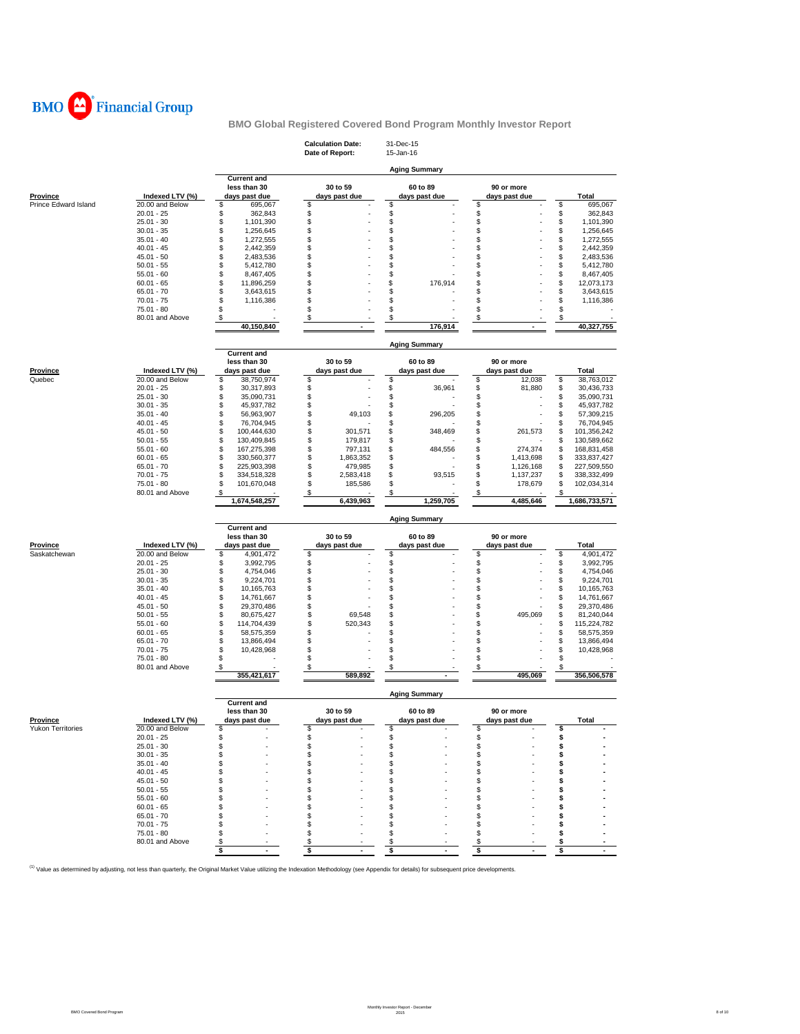BMO Financial Group

## BMO Global Registered Covered Bond Program Monthly Investor Report

**Calculation Date:** 31-Dec-15
**Date of Report:** 15-Jan-16

### Aging Summary

| Province | Indexed LTV (%) | Current and less than 30 days past due | 30 to 59 days past due | 60 to 89 days past due | 90 or more days past due | Total |
|---|---|---|---|---|---|---|
| Prince Edward Island | 20.00 and Below | $ 695,067 | $ - | $ - | $ - | $ 695,067 |
| | 20.01 - 25 | $ 362,843 | $ - | $ - | $ - | $ 362,843 |
| | 25.01 - 30 | $ 1,101,390 | $ - | $ - | $ - | $ 1,101,390 |
| | 30.01 - 35 | $ 1,256,645 | $ - | $ - | $ - | $ 1,256,645 |
| | 35.01 - 40 | $ 1,272,555 | $ - | $ - | $ - | $ 1,272,555 |
| | 40.01 - 45 | $ 2,442,359 | $ - | $ - | $ - | $ 2,442,359 |
| | 45.01 - 50 | $ 2,483,536 | $ - | $ - | $ - | $ 2,483,536 |
| | 50.01 - 55 | $ 5,412,780 | $ - | $ - | $ - | $ 5,412,780 |
| | 55.01 - 60 | $ 8,467,405 | $ - | $ - | $ - | $ 8,467,405 |
| | 60.01 - 65 | $ 11,896,259 | $ - | $ 176,914 | $ - | $ 12,073,173 |
| | 65.01 - 70 | $ 3,643,615 | $ - | $ - | $ - | $ 3,643,615 |
| | 70.01 - 75 | $ 1,116,386 | $ - | $ - | $ - | $ 1,116,386 |
| | 75.01 - 80 | $ - | $ - | $ - | $ - | $ - |
| | 80.01 and Above | $ - | $ - | $ - | $ - | $ - |
| | | **40,150,840** | **-** | **176,914** | **-** | **40,327,755** |

### Aging Summary

| Province | Indexed LTV (%) | Current and less than 30 days past due | 30 to 59 days past due | 60 to 89 days past due | 90 or more days past due | Total |
|---|---|---|---|---|---|---|
| Quebec | 20.00 and Below | $ 38,750,974 | $ - | $ - | $ 12,038 | $ 38,763,012 |
| | 20.01 - 25 | $ 30,317,893 | $ - | $ 36,961 | $ 81,880 | $ 30,436,733 |
| | 25.01 - 30 | $ 35,090,731 | $ - | $ - | $ - | $ 35,090,731 |
| | 30.01 - 35 | $ 45,937,782 | $ - | $ - | $ - | $ 45,937,782 |
| | 35.01 - 40 | $ 56,963,907 | $ 49,103 | $ 296,205 | $ - | $ 57,309,215 |
| | 40.01 - 45 | $ 76,704,945 | $ - | $ - | $ - | $ 76,704,945 |
| | 45.01 - 50 | $ 100,444,630 | $ 301,571 | $ 348,469 | $ 261,573 | $ 101,356,242 |
| | 50.01 - 55 | $ 130,409,845 | $ 179,817 | $ - | $ - | $ 130,589,662 |
| | 55.01 - 60 | $ 167,275,398 | $ 797,131 | $ 484,556 | $ 274,374 | $ 168,831,458 |
| | 60.01 - 65 | $ 330,560,377 | $ 1,863,352 | $ - | $ 1,413,698 | $ 333,837,427 |
| | 65.01 - 70 | $ 225,903,398 | $ 479,985 | $ - | $ 1,126,168 | $ 227,509,550 |
| | 70.01 - 75 | $ 334,518,328 | $ 2,583,418 | $ 93,515 | $ 1,137,237 | $ 338,332,499 |
| | 75.01 - 80 | $ 101,670,048 | $ 185,586 | $ - | $ 178,679 | $ 102,034,314 |
| | 80.01 and Above | $ - | $ - | $ - | $ - | $ - |
| | | **1,674,548,257** | **6,439,963** | **1,259,705** | **4,485,646** | **1,686,733,571** |

### Aging Summary

| Province | Indexed LTV (%) | Current and less than 30 days past due | 30 to 59 days past due | 60 to 89 days past due | 90 or more days past due | Total |
|---|---|---|---|---|---|---|
| Saskatchewan | 20.00 and Below | $ 4,901,472 | $ - | $ - | $ - | $ 4,901,472 |
| | 20.01 - 25 | $ 3,992,795 | $ - | $ - | $ - | $ 3,992,795 |
| | 25.01 - 30 | $ 4,754,046 | $ - | $ - | $ - | $ 4,754,046 |
| | 30.01 - 35 | $ 9,224,701 | $ - | $ - | $ - | $ 9,224,701 |
| | 35.01 - 40 | $ 10,165,763 | $ - | $ - | $ - | $ 10,165,763 |
| | 40.01 - 45 | $ 14,761,667 | $ - | $ - | $ - | $ 14,761,667 |
| | 45.01 - 50 | $ 29,370,486 | $ - | $ - | $ - | $ 29,370,486 |
| | 50.01 - 55 | $ 80,675,427 | $ 69,548 | $ - | $ 495,069 | $ 81,240,044 |
| | 55.01 - 60 | $ 114,704,439 | $ 520,343 | $ - | $ - | $ 115,224,782 |
| | 60.01 - 65 | $ 58,575,359 | $ - | $ - | $ - | $ 58,575,359 |
| | 65.01 - 70 | $ 13,866,494 | $ - | $ - | $ - | $ 13,866,494 |
| | 70.01 - 75 | $ 10,428,968 | $ - | $ - | $ - | $ 10,428,968 |
| | 75.01 - 80 | $ - | $ - | $ - | $ - | $ - |
| | 80.01 and Above | $ - | $ - | $ - | $ - | $ - |
| | | **355,421,617** | **589,892** | **-** | **495,069** | **356,506,578** |

### Aging Summary

| Province | Indexed LTV (%) | Current and less than 30 days past due | 30 to 59 days past due | 60 to 89 days past due | 90 or more days past due | Total |
|---|---|---|---|---|---|---|
| Yukon Territories | 20.00 and Below | $ - | $ - | $ - | $ - | $ - |
| | 20.01 - 25 | $ - | $ - | $ - | $ - | $ - |
| | 25.01 - 30 | $ - | $ - | $ - | $ - | $ - |
| | 30.01 - 35 | $ - | $ - | $ - | $ - | $ - |
| | 35.01 - 40 | $ - | $ - | $ - | $ - | $ - |
| | 40.01 - 45 | $ - | $ - | $ - | $ - | $ - |
| | 45.01 - 50 | $ - | $ - | $ - | $ - | $ - |
| | 50.01 - 55 | $ - | $ - | $ - | $ - | $ - |
| | 55.01 - 60 | $ - | $ - | $ - | $ - | $ - |
| | 60.01 - 65 | $ - | $ - | $ - | $ - | $ - |
| | 65.01 - 70 | $ - | $ - | $ - | $ - | $ - |
| | 70.01 - 75 | $ - | $ - | $ - | $ - | $ - |
| | 75.01 - 80 | $ - | $ - | $ - | $ - | $ - |
| | 80.01 and Above | $ - | $ - | $ - | $ - | $ - |
| | | **$ -** | **$ -** | **$ -** | **$ -** | **$ -** |

[1] Value as determined by adjusting, not less than quarterly, the Original Market Value utilizing the Indexation Methodology (see Appendix for details) for subsequent price developments.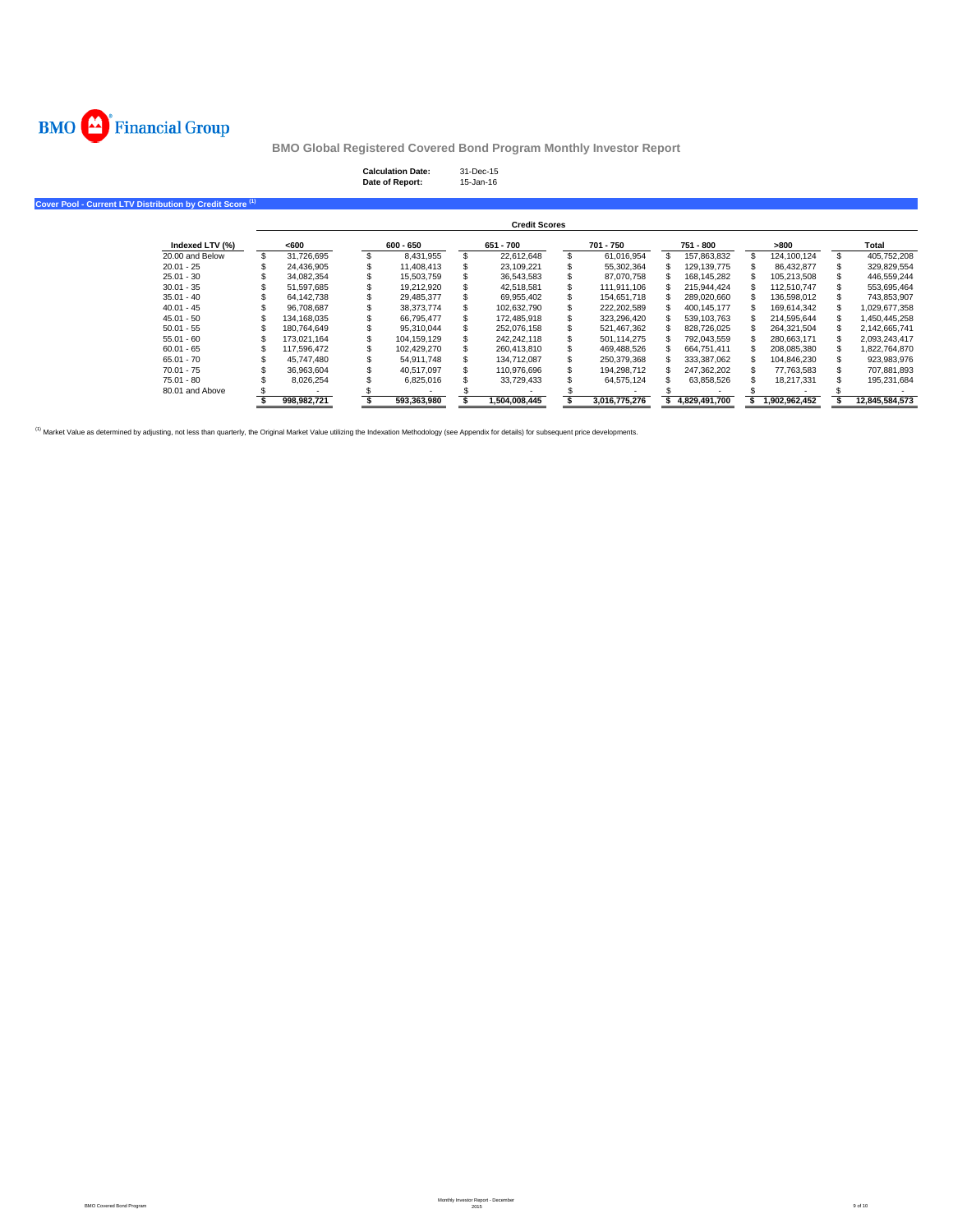BMO Financial Group

# BMO Global Registered Covered Bond Program Monthly Investor Report

**Calculation Date:** 31-Dec-15
**Date of Report:** 15-Jan-16

## Cover Pool - Current LTV Distribution by Credit Score [1]

| | Credit Scores | | | | | | |
|---|---|---|---|---|---|---|---|
| **Indexed LTV (%)** | **<600** | **600 - 650** | **651 - 700** | **701 - 750** | **751 - 800** | **>800** | **Total** |
| 20.00 and Below | $ 31,726,695 | $ 8,431,955 | $ 22,612,648 | $ 61,016,954 | $ 157,863,832 | $ 124,100,124 | $ 405,752,208 |
| 20.01 - 25 | $ 24,436,905 | $ 11,408,413 | $ 23,109,221 | $ 55,302,364 | $ 129,139,775 | $ 86,432,877 | $ 329,829,554 |
| 25.01 - 30 | $ 34,082,354 | $ 15,503,759 | $ 36,543,583 | $ 87,070,758 | $ 168,145,282 | $ 105,213,508 | $ 446,559,244 |
| 30.01 - 35 | $ 51,597,685 | $ 19,212,920 | $ 42,518,581 | $ 111,911,106 | $ 215,944,424 | $ 112,510,747 | $ 553,695,464 |
| 35.01 - 40 | $ 64,142,738 | $ 29,485,377 | $ 69,955,402 | $ 154,651,718 | $ 289,020,660 | $ 136,598,012 | $ 743,853,907 |
| 40.01 - 45 | $ 96,708,687 | $ 38,373,774 | $ 102,632,790 | $ 222,202,589 | $ 400,145,177 | $ 169,614,342 | $ 1,029,677,358 |
| 45.01 - 50 | $ 134,168,035 | $ 66,795,477 | $ 172,485,918 | $ 323,296,420 | $ 539,103,763 | $ 214,595,644 | $ 1,450,445,258 |
| 50.01 - 55 | $ 180,764,649 | $ 95,310,044 | $ 252,076,158 | $ 521,467,362 | $ 828,726,025 | $ 264,321,504 | $ 2,142,665,741 |
| 55.01 - 60 | $ 173,021,164 | $ 104,159,129 | $ 242,242,118 | $ 501,114,275 | $ 792,043,559 | $ 280,663,171 | $ 2,093,243,417 |
| 60.01 - 65 | $ 117,596,472 | $ 102,429,270 | $ 260,413,810 | $ 469,488,526 | $ 664,751,411 | $ 208,085,380 | $ 1,822,764,870 |
| 65.01 - 70 | $ 45,747,480 | $ 54,911,748 | $ 134,712,087 | $ 250,379,368 | $ 333,387,062 | $ 104,846,230 | $ 923,983,976 |
| 70.01 - 75 | $ 36,963,604 | $ 40,517,097 | $ 110,976,696 | $ 194,298,712 | $ 247,362,202 | $ 77,763,583 | $ 707,881,893 |
| 75.01 - 80 | $ 8,026,254 | $ 6,825,016 | $ 33,729,433 | $ 64,575,124 | $ 63,858,526 | $ 18,217,331 | $ 195,231,684 |
| 80.01 and Above | $ - | $ - | $ - | $ - | $ - | $ - | $ - |
| | **$ 998,982,721** | **$ 593,363,980** | **$ 1,504,008,445** | **$ 3,016,775,276** | **$ 4,829,491,700** | **$ 1,902,962,452** | **$ 12,845,584,573** |

[1] Market Value as determined by adjusting, not less than quarterly, the Original Market Value utilizing the Indexation Methodology (see Appendix for details) for subsequent price developments.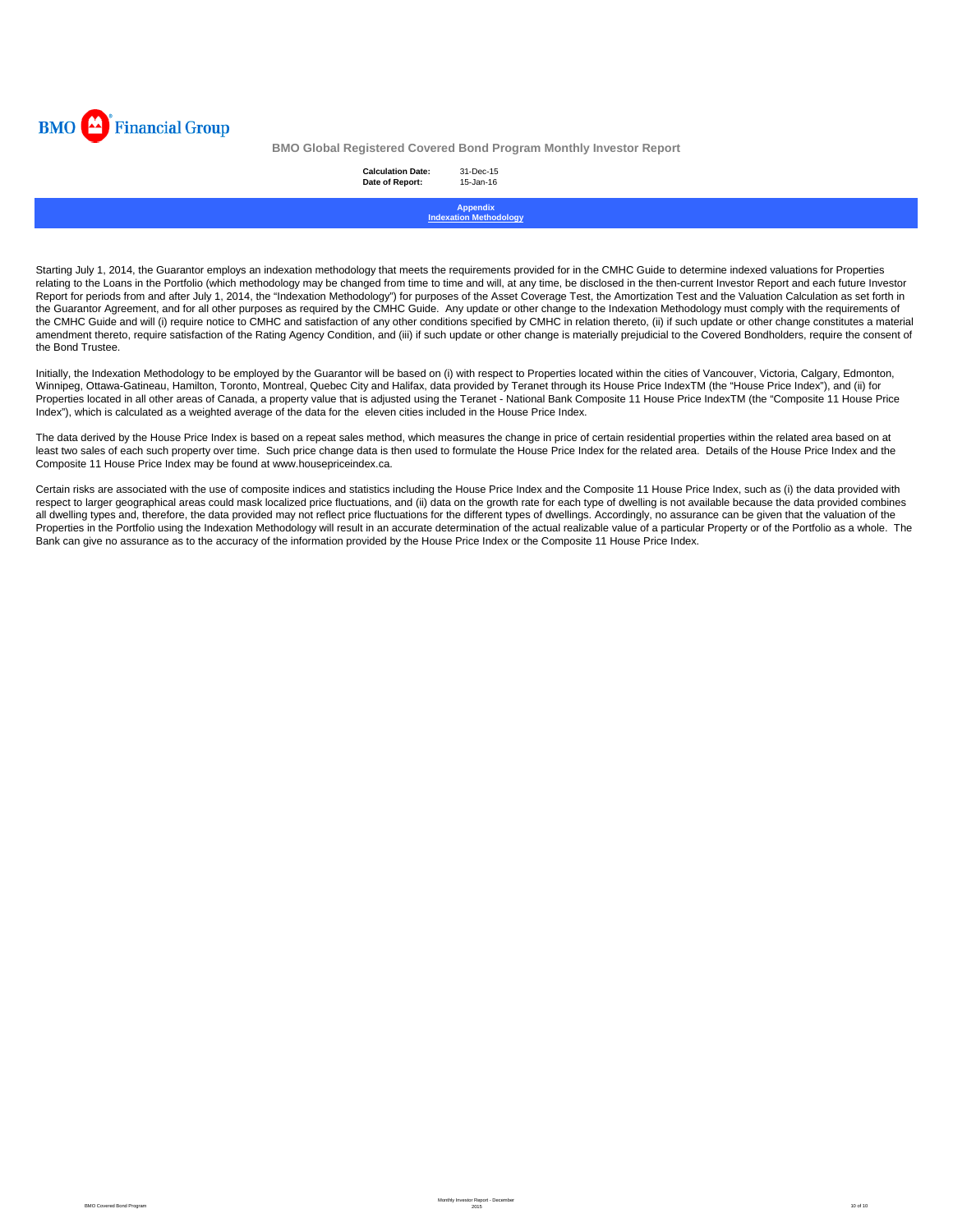BMO Financial Group

## BMO Global Registered Covered Bond Program Monthly Investor Report

| | |
|---|---|
| **Calculation Date:** | 31-Dec-15 |
| **Date of Report:** | 15-Jan-16 |

### Appendix
### Indexation Methodology

Starting July 1, 2014, the Guarantor employs an indexation methodology that meets the requirements provided for in the CMHC Guide to determine indexed valuations for Properties relating to the Loans in the Portfolio (which methodology may be changed from time to time and will, at any time, be disclosed in the then-current Investor Report and each future Investor Report for periods from and after July 1, 2014, the "Indexation Methodology") for purposes of the Asset Coverage Test, the Amortization Test and the Valuation Calculation as set forth in the Guarantor Agreement, and for all other purposes as required by the CMHC Guide. Any update or other change to the Indexation Methodology must comply with the requirements of the CMHC Guide and will (i) require notice to CMHC and satisfaction of any other conditions specified by CMHC in relation thereto, (ii) if such update or other change constitutes a material amendment thereto, require satisfaction of the Rating Agency Condition, and (iii) if such update or other change is materially prejudicial to the Covered Bondholders, require the consent of the Bond Trustee.

Initially, the Indexation Methodology to be employed by the Guarantor will be based on (i) with respect to Properties located within the cities of Vancouver, Victoria, Calgary, Edmonton, Winnipeg, Ottawa-Gatineau, Hamilton, Toronto, Montreal, Quebec City and Halifax, data provided by Teranet through its House Price IndexTM (the "House Price Index"), and (ii) for Properties located in all other areas of Canada, a property value that is adjusted using the Teranet - National Bank Composite 11 House Price IndexTM (the "Composite 11 House Price Index"), which is calculated as a weighted average of the data for the eleven cities included in the House Price Index.

The data derived by the House Price Index is based on a repeat sales method, which measures the change in price of certain residential properties within the related area based on at least two sales of each such property over time. Such price change data is then used to formulate the House Price Index for the related area. Details of the House Price Index and the Composite 11 House Price Index may be found at www.housepriceindex.ca.

Certain risks are associated with the use of composite indices and statistics including the House Price Index and the Composite 11 House Price Index, such as (i) the data provided with respect to larger geographical areas could mask localized price fluctuations, and (ii) data on the growth rate for each type of dwelling is not available because the data provided combines all dwelling types and, therefore, the data provided may not reflect price fluctuations for the different types of dwellings. Accordingly, no assurance can be given that the valuation of the Properties in the Portfolio using the Indexation Methodology will result in an accurate determination of the actual realizable value of a particular Property or of the Portfolio as a whole. The Bank can give no assurance as to the accuracy of the information provided by the House Price Index or the Composite 11 House Price Index.